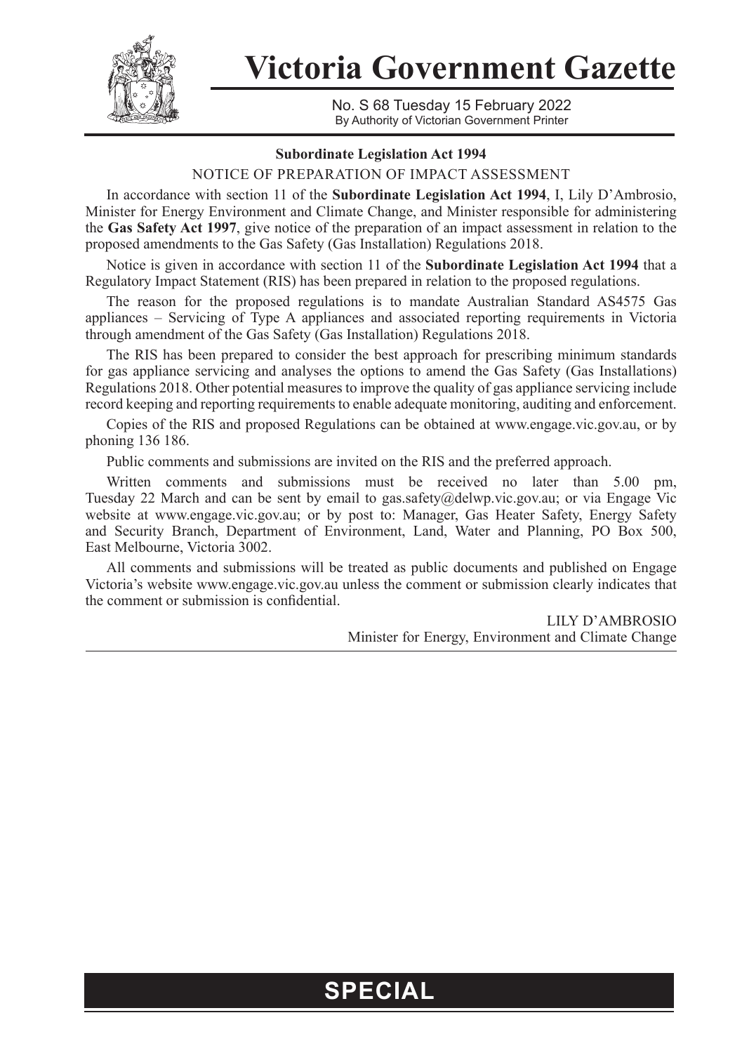# Victoria Government Gazette

No. S 68 Tuesday 15 February 2022
By Authority of Victorian Government Printer

**Subordinate Legislation Act 1994**

NOTICE OF PREPARATION OF IMPACT ASSESSMENT

In accordance with section 11 of the **Subordinate Legislation Act 1994**, I, Lily D'Ambrosio, Minister for Energy Environment and Climate Change, and Minister responsible for administering the **Gas Safety Act 1997**, give notice of the preparation of an impact assessment in relation to the proposed amendments to the Gas Safety (Gas Installation) Regulations 2018.

Notice is given in accordance with section 11 of the **Subordinate Legislation Act 1994** that a Regulatory Impact Statement (RIS) has been prepared in relation to the proposed regulations.

The reason for the proposed regulations is to mandate Australian Standard AS4575 Gas appliances – Servicing of Type A appliances and associated reporting requirements in Victoria through amendment of the Gas Safety (Gas Installation) Regulations 2018.

The RIS has been prepared to consider the best approach for prescribing minimum standards for gas appliance servicing and analyses the options to amend the Gas Safety (Gas Installations) Regulations 2018. Other potential measures to improve the quality of gas appliance servicing include record keeping and reporting requirements to enable adequate monitoring, auditing and enforcement.

Copies of the RIS and proposed Regulations can be obtained at www.engage.vic.gov.au, or by phoning 136 186.

Public comments and submissions are invited on the RIS and the preferred approach.

Written comments and submissions must be received no later than 5.00 pm, Tuesday 22 March and can be sent by email to gas.safety@delwp.vic.gov.au; or via Engage Vic website at www.engage.vic.gov.au; or by post to: Manager, Gas Heater Safety, Energy Safety and Security Branch, Department of Environment, Land, Water and Planning, PO Box 500, East Melbourne, Victoria 3002.

All comments and submissions will be treated as public documents and published on Engage Victoria's website www.engage.vic.gov.au unless the comment or submission clearly indicates that the comment or submission is confidential.

LILY D'AMBROSIO
Minister for Energy, Environment and Climate Change

**SPECIAL**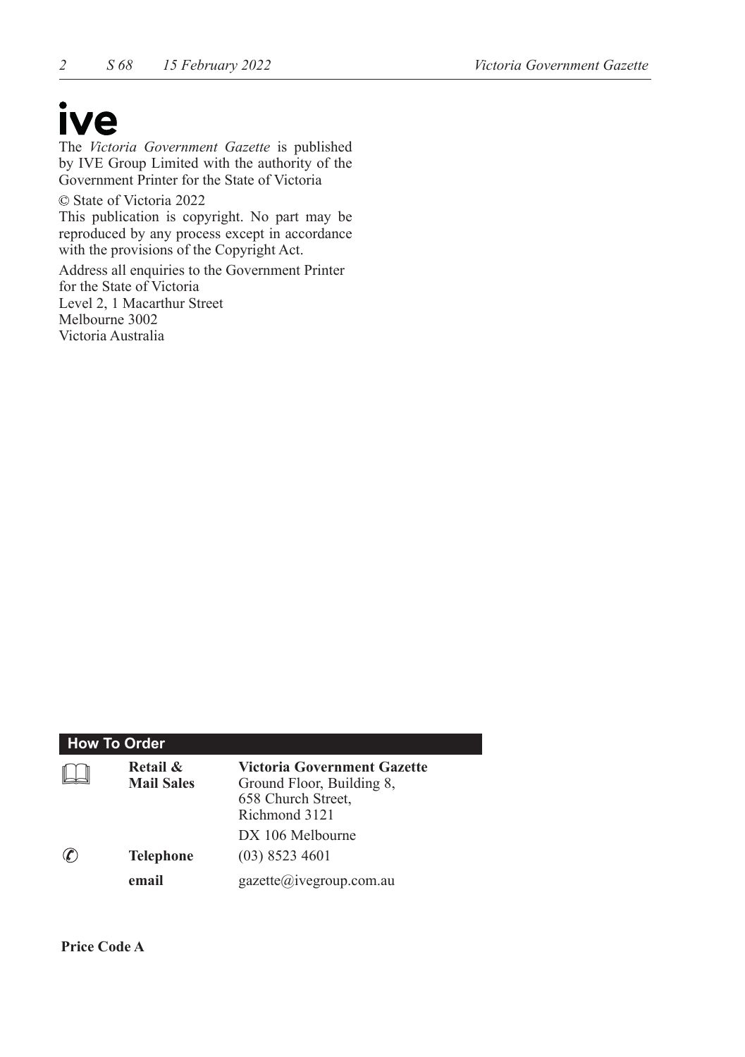ive

The *Victoria Government Gazette* is published by IVE Group Limited with the authority of the Government Printer for the State of Victoria

© State of Victoria 2022

This publication is copyright. No part may be reproduced by any process except in accordance with the provisions of the Copyright Act.

Address all enquiries to the Government Printer for the State of Victoria
Level 2, 1 Macarthur Street
Melbourne 3002
Victoria Australia

## How To Order

| | | |
|---|---|---|
| | **Retail & Mail Sales** | **Victoria Government Gazette**<br>Ground Floor, Building 8,<br>658 Church Street,<br>Richmond 3121<br>DX 106 Melbourne |
| | **Telephone** | (03) 8523 4601 |
| | **email** | gazette@ivegroup.com.au |

**Price Code A**